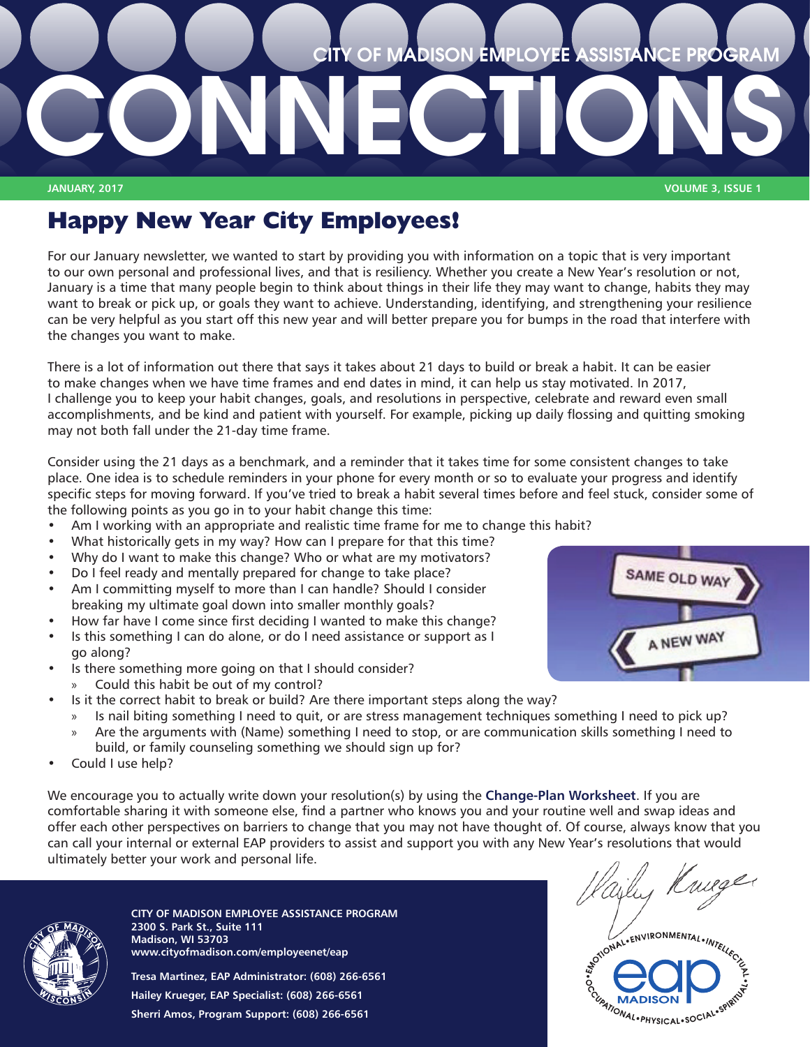# CITY OF MADISON EMPLOYEE ASSISTANCE PROGRAM CONNECTIONS

**JANUARY, 2017** **VOLUME 3, ISSUE 1**

## Happy New Year City Employees!

For our January newsletter, we wanted to start by providing you with information on a topic that is very important to our own personal and professional lives, and that is resiliency. Whether you create a New Year's resolution or not, January is a time that many people begin to think about things in their life they may want to change, habits they may want to break or pick up, or goals they want to achieve. Understanding, identifying, and strengthening your resilience can be very helpful as you start off this new year and will better prepare you for bumps in the road that interfere with the changes you want to make.

There is a lot of information out there that says it takes about 21 days to build or break a habit. It can be easier to make changes when we have time frames and end dates in mind, it can help us stay motivated. In 2017, I challenge you to keep your habit changes, goals, and resolutions in perspective, celebrate and reward even small accomplishments, and be kind and patient with yourself. For example, picking up daily flossing and quitting smoking may not both fall under the 21-day time frame.

Consider using the 21 days as a benchmark, and a reminder that it takes time for some consistent changes to take place. One idea is to schedule reminders in your phone for every month or so to evaluate your progress and identify specific steps for moving forward. If you've tried to break a habit several times before and feel stuck, consider some of the following points as you go in to your habit change this time:

- Am I working with an appropriate and realistic time frame for me to change this habit?
- What historically gets in my way? How can I prepare for that this time?
- Why do I want to make this change? Who or what are my motivators?
- Do I feel ready and mentally prepared for change to take place?
- Am I committing myself to more than I can handle? Should I consider breaking my ultimate goal down into smaller monthly goals?
- How far have I come since first deciding I wanted to make this change?
- Is this something I can do alone, or do I need assistance or support as I go along?
- Is there something more going on that I should consider?
  - Could this habit be out of my control?
- Is it the correct habit to break or build? Are there important steps along the way?
  - Is nail biting something I need to quit, or are stress management techniques something I need to pick up?
  - Are the arguments with (Name) something I need to stop, or are communication skills something I need to build, or family counseling something we should sign up for?
- Could I use help?

We encourage you to actually write down your resolution(s) by using the **Change-Plan Worksheet**. If you are comfortable sharing it with someone else, find a partner who knows you and your routine well and swap ideas and offer each other perspectives on barriers to change that you may not have thought of. Of course, always know that you can call your internal or external EAP providers to assist and support you with any New Year's resolutions that would ultimately better your work and personal life.

Hailey Krueger

**CITY OF MADISON EMPLOYEE ASSISTANCE PROGRAM**
**2300 S. Park St., Suite 111**
**Madison, WI 53703**
**www.cityofmadison.com/employeenet/eap**

**Tresa Martinez, EAP Administrator: (608) 266-6561**
**Hailey Krueger, EAP Specialist: (608) 266-6561**
**Sherri Amos, Program Support: (608) 266-6561**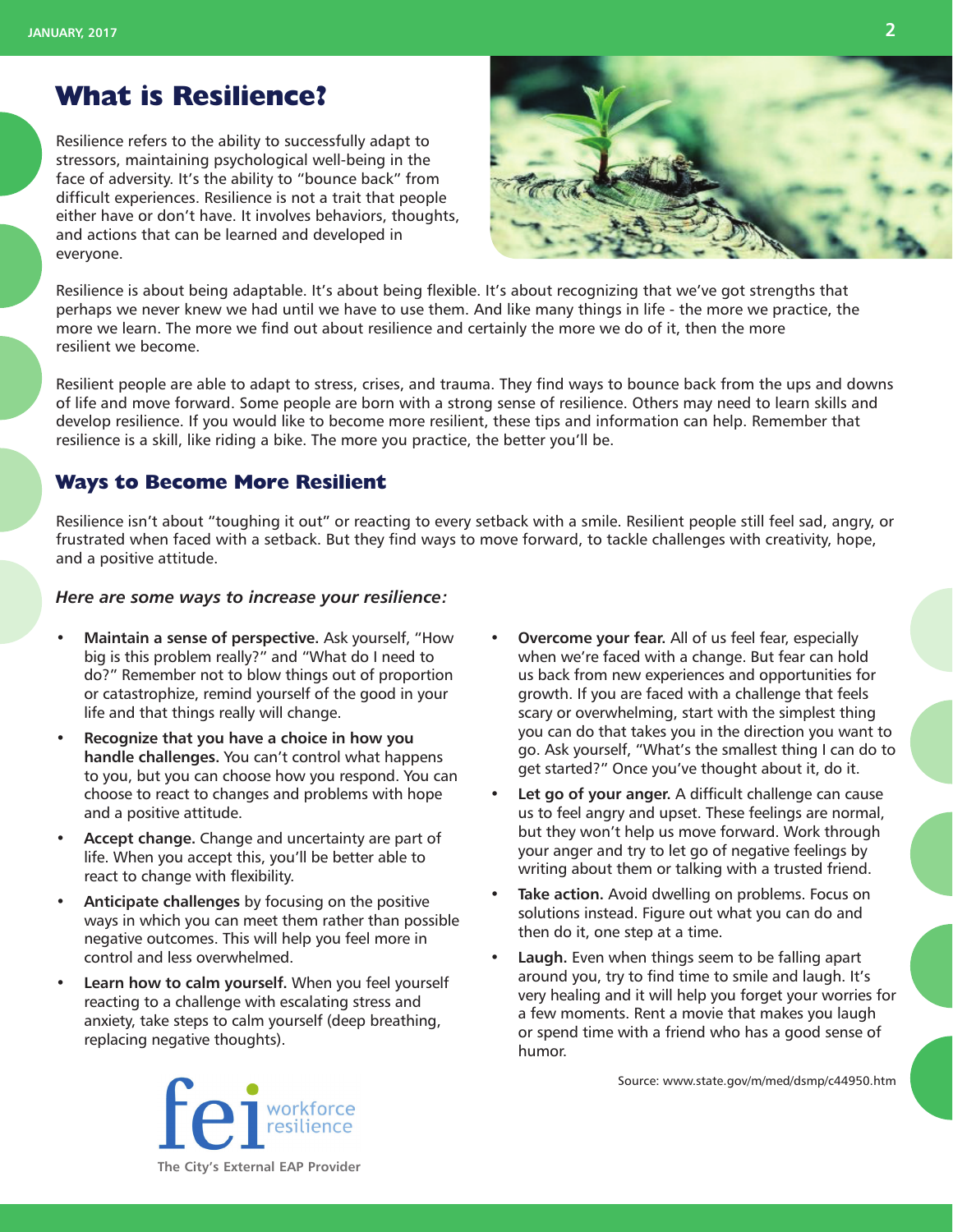# What is Resilience?

Resilience refers to the ability to successfully adapt to stressors, maintaining psychological well-being in the face of adversity. It's the ability to "bounce back" from difficult experiences. Resilience is not a trait that people either have or don't have. It involves behaviors, thoughts, and actions that can be learned and developed in everyone.

Resilience is about being adaptable. It's about being flexible. It's about recognizing that we've got strengths that perhaps we never knew we had until we have to use them. And like many things in life - the more we practice, the more we learn. The more we find out about resilience and certainly the more we do of it, then the more resilient we become.

Resilient people are able to adapt to stress, crises, and trauma. They find ways to bounce back from the ups and downs of life and move forward. Some people are born with a strong sense of resilience. Others may need to learn skills and develop resilience. If you would like to become more resilient, these tips and information can help. Remember that resilience is a skill, like riding a bike. The more you practice, the better you'll be.

## Ways to Become More Resilient

Resilience isn't about "toughing it out" or reacting to every setback with a smile. Resilient people still feel sad, angry, or frustrated when faced with a setback. But they find ways to move forward, to tackle challenges with creativity, hope, and a positive attitude.

*Here are some ways to increase your resilience:*

- **Maintain a sense of perspective.** Ask yourself, "How big is this problem really?" and "What do I need to do?" Remember not to blow things out of proportion or catastrophize, remind yourself of the good in your life and that things really will change.
- **Recognize that you have a choice in how you handle challenges.** You can't control what happens to you, but you can choose how you respond. You can choose to react to changes and problems with hope and a positive attitude.
- **Accept change.** Change and uncertainty are part of life. When you accept this, you'll be better able to react to change with flexibility.
- **Anticipate challenges** by focusing on the positive ways in which you can meet them rather than possible negative outcomes. This will help you feel more in control and less overwhelmed.
- **Learn how to calm yourself.** When you feel yourself reacting to a challenge with escalating stress and anxiety, take steps to calm yourself (deep breathing, replacing negative thoughts).
- **Overcome your fear.** All of us feel fear, especially when we're faced with a change. But fear can hold us back from new experiences and opportunities for growth. If you are faced with a challenge that feels scary or overwhelming, start with the simplest thing you can do that takes you in the direction you want to go. Ask yourself, "What's the smallest thing I can do to get started?" Once you've thought about it, do it.
- **Let go of your anger.** A difficult challenge can cause us to feel angry and upset. These feelings are normal, but they won't help us move forward. Work through your anger and try to let go of negative feelings by writing about them or talking with a trusted friend.
- **Take action.** Avoid dwelling on problems. Focus on solutions instead. Figure out what you can do and then do it, one step at a time.
- **Laugh.** Even when things seem to be falling apart around you, try to find time to smile and laugh. It's very healing and it will help you forget your worries for a few moments. Rent a movie that makes you laugh or spend time with a friend who has a good sense of humor.

Source: www.state.gov/m/med/dsmp/c44950.htm

fei workforce resilience

The City's External EAP Provider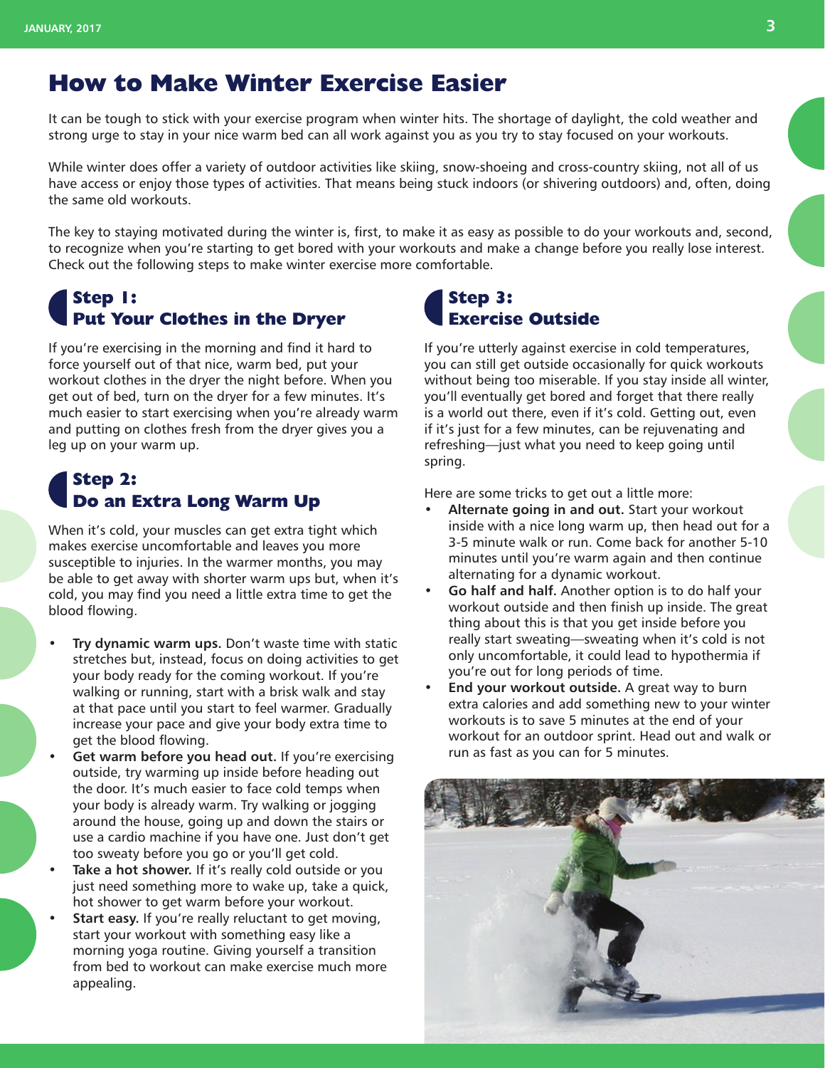# How to Make Winter Exercise Easier

It can be tough to stick with your exercise program when winter hits. The shortage of daylight, the cold weather and strong urge to stay in your nice warm bed can all work against you as you try to stay focused on your workouts.

While winter does offer a variety of outdoor activities like skiing, snow-shoeing and cross-country skiing, not all of us have access or enjoy those types of activities. That means being stuck indoors (or shivering outdoors) and, often, doing the same old workouts.

The key to staying motivated during the winter is, first, to make it as easy as possible to do your workouts and, second, to recognize when you're starting to get bored with your workouts and make a change before you really lose interest. Check out the following steps to make winter exercise more comfortable.

## Step 1: Put Your Clothes in the Dryer

If you're exercising in the morning and find it hard to force yourself out of that nice, warm bed, put your workout clothes in the dryer the night before. When you get out of bed, turn on the dryer for a few minutes. It's much easier to start exercising when you're already warm and putting on clothes fresh from the dryer gives you a leg up on your warm up.

## Step 2: Do an Extra Long Warm Up

When it's cold, your muscles can get extra tight which makes exercise uncomfortable and leaves you more susceptible to injuries. In the warmer months, you may be able to get away with shorter warm ups but, when it's cold, you may find you need a little extra time to get the blood flowing.

- **Try dynamic warm ups.** Don't waste time with static stretches but, instead, focus on doing activities to get your body ready for the coming workout. If you're walking or running, start with a brisk walk and stay at that pace until you start to feel warmer. Gradually increase your pace and give your body extra time to get the blood flowing.
- **Get warm before you head out.** If you're exercising outside, try warming up inside before heading out the door. It's much easier to face cold temps when your body is already warm. Try walking or jogging around the house, going up and down the stairs or use a cardio machine if you have one. Just don't get too sweaty before you go or you'll get cold.
- **Take a hot shower.** If it's really cold outside or you just need something more to wake up, take a quick, hot shower to get warm before your workout.
- **Start easy.** If you're really reluctant to get moving, start your workout with something easy like a morning yoga routine. Giving yourself a transition from bed to workout can make exercise much more appealing.

## Step 3: Exercise Outside

If you're utterly against exercise in cold temperatures, you can still get outside occasionally for quick workouts without being too miserable. If you stay inside all winter, you'll eventually get bored and forget that there really is a world out there, even if it's cold. Getting out, even if it's just for a few minutes, can be rejuvenating and refreshing—just what you need to keep going until spring.

Here are some tricks to get out a little more:

- **Alternate going in and out.** Start your workout inside with a nice long warm up, then head out for a 3-5 minute walk or run. Come back for another 5-10 minutes until you're warm again and then continue alternating for a dynamic workout.
- **Go half and half.** Another option is to do half your workout outside and then finish up inside. The great thing about this is that you get inside before you really start sweating—sweating when it's cold is not only uncomfortable, it could lead to hypothermia if you're out for long periods of time.
- **End your workout outside.** A great way to burn extra calories and add something new to your winter workouts is to save 5 minutes at the end of your workout for an outdoor sprint. Head out and walk or run as fast as you can for 5 minutes.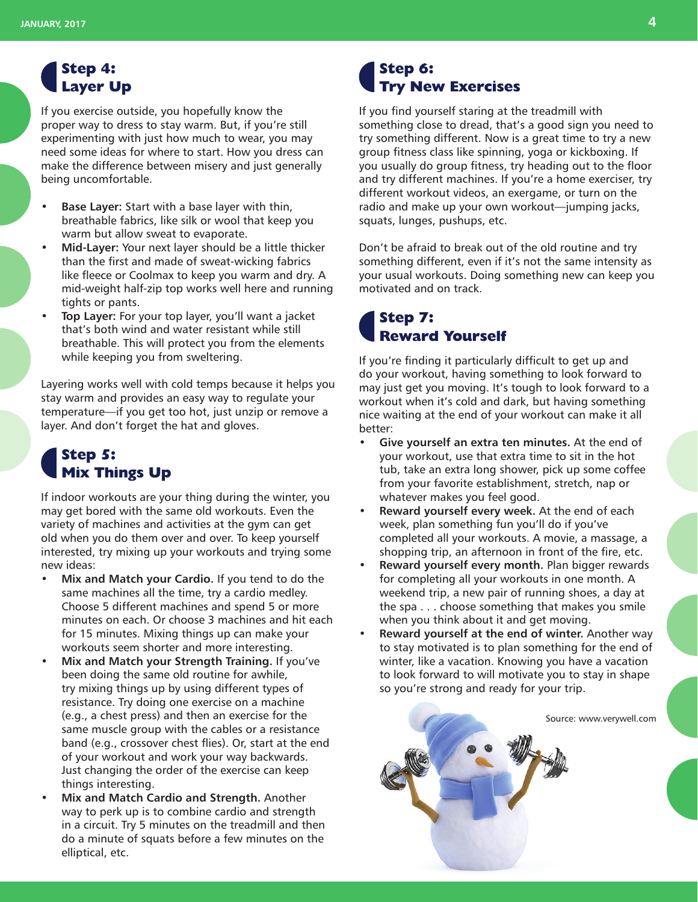## Step 4: Layer Up

If you exercise outside, you hopefully know the proper way to dress to stay warm. But, if you're still experimenting with just how much to wear, you may need some ideas for where to start. How you dress can make the difference between misery and just generally being uncomfortable.

- **Base Layer:** Start with a base layer with thin, breathable fabrics, like silk or wool that keep you warm but allow sweat to evaporate.
- **Mid-Layer:** Your next layer should be a little thicker than the first and made of sweat-wicking fabrics like fleece or Coolmax to keep you warm and dry. A mid-weight half-zip top works well here and running tights or pants.
- **Top Layer:** For your top layer, you'll want a jacket that's both wind and water resistant while still breathable. This will protect you from the elements while keeping you from sweltering.

Layering works well with cold temps because it helps you stay warm and provides an easy way to regulate your temperature—if you get too hot, just unzip or remove a layer. And don't forget the hat and gloves.

## Step 5: Mix Things Up

If indoor workouts are your thing during the winter, you may get bored with the same old workouts. Even the variety of machines and activities at the gym can get old when you do them over and over. To keep yourself interested, try mixing up your workouts and trying some new ideas:

- **Mix and Match your Cardio.** If you tend to do the same machines all the time, try a cardio medley. Choose 5 different machines and spend 5 or more minutes on each. Or choose 3 machines and hit each for 15 minutes. Mixing things up can make your workouts seem shorter and more interesting.
- **Mix and Match your Strength Training.** If you've been doing the same old routine for awhile, try mixing things up by using different types of resistance. Try doing one exercise on a machine (e.g., a chest press) and then an exercise for the same muscle group with the cables or a resistance band (e.g., crossover chest flies). Or, start at the end of your workout and work your way backwards. Just changing the order of the exercise can keep things interesting.
- **Mix and Match Cardio and Strength.** Another way to perk up is to combine cardio and strength in a circuit. Try 5 minutes on the treadmill and then do a minute of squats before a few minutes on the elliptical, etc.

## Step 6: Try New Exercises

If you find yourself staring at the treadmill with something close to dread, that's a good sign you need to try something different. Now is a great time to try a new group fitness class like spinning, yoga or kickboxing. If you usually do group fitness, try heading out to the floor and try different machines. If you're a home exerciser, try different workout videos, an exergame, or turn on the radio and make up your own workout—jumping jacks, squats, lunges, pushups, etc.

Don't be afraid to break out of the old routine and try something different, even if it's not the same intensity as your usual workouts. Doing something new can keep you motivated and on track.

## Step 7: Reward Yourself

If you're finding it particularly difficult to get up and do your workout, having something to look forward to may just get you moving. It's tough to look forward to a workout when it's cold and dark, but having something nice waiting at the end of your workout can make it all better:

- **Give yourself an extra ten minutes.** At the end of your workout, use that extra time to sit in the hot tub, take an extra long shower, pick up some coffee from your favorite establishment, stretch, nap or whatever makes you feel good.
- **Reward yourself every week.** At the end of each week, plan something fun you'll do if you've completed all your workouts. A movie, a massage, a shopping trip, an afternoon in front of the fire, etc.
- **Reward yourself every month.** Plan bigger rewards for completing all your workouts in one month. A weekend trip, a new pair of running shoes, a day at the spa . . . choose something that makes you smile when you think about it and get moving.
- **Reward yourself at the end of winter.** Another way to stay motivated is to plan something for the end of winter, like a vacation. Knowing you have a vacation to look forward to will motivate you to stay in shape so you're strong and ready for your trip.

Source: www.verywell.com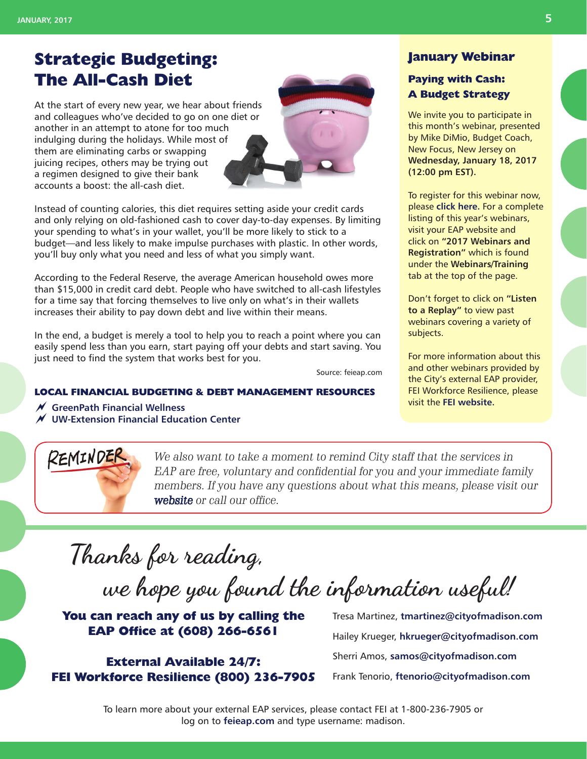# Strategic Budgeting: The All-Cash Diet

At the start of every new year, we hear about friends and colleagues who've decided to go on one diet or another in an attempt to atone for too much indulging during the holidays. While most of them are eliminating carbs or swapping juicing recipes, others may be trying out a regimen designed to give their bank accounts a boost: the all-cash diet.

Instead of counting calories, this diet requires setting aside your credit cards and only relying on old-fashioned cash to cover day-to-day expenses. By limiting your spending to what's in your wallet, you'll be more likely to stick to a budget—and less likely to make impulse purchases with plastic. In other words, you'll buy only what you need and less of what you simply want.

According to the Federal Reserve, the average American household owes more than $15,000 in credit card debt. People who have switched to all-cash lifestyles for a time say that forcing themselves to live only on what's in their wallets increases their ability to pay down debt and live within their means.

In the end, a budget is merely a tool to help you to reach a point where you can easily spend less than you earn, start paying off your debts and start saving. You just need to find the system that works best for you.

Source: feieap.com

### LOCAL FINANCIAL BUDGETING & DEBT MANAGEMENT RESOURCES

- **GreenPath Financial Wellness**
- **UW-Extension Financial Education Center**

## January Webinar

### Paying with Cash: A Budget Strategy

We invite you to participate in this month's webinar, presented by Mike DiMio, Budget Coach, New Focus, New Jersey on **Wednesday, January 18, 2017 (12:00 pm EST).**

To register for this webinar now, please **click here**. For a complete listing of this year's webinars, visit your EAP website and click on **"2017 Webinars and Registration"** which is found under the **Webinars/Training** tab at the top of the page.

Don't forget to click on **"Listen to a Replay"** to view past webinars covering a variety of subjects.

For more information about this and other webinars provided by the City's external EAP provider, FEI Workforce Resilience, please visit the **FEI website**.

REMINDER

*We also want to take a moment to remind City staff that the services in EAP are free, voluntary and confidential for you and your immediate family members. If you have any questions about what this means, please visit our **website** or call our office.*

## Thanks for reading, we hope you found the information useful!

**You can reach any of us by calling the EAP Office at (608) 266-6561**

**External Available 24/7: FEI Workforce Resilience (800) 236-7905**

Tresa Martinez, **tmartinez@cityofmadison.com**

Hailey Krueger, **hkrueger@cityofmadison.com**

Sherri Amos, **samos@cityofmadison.com**

Frank Tenorio, **ftenorio@cityofmadison.com**

To learn more about your external EAP services, please contact FEI at 1-800-236-7905 or log on to **feieap.com** and type username: madison.